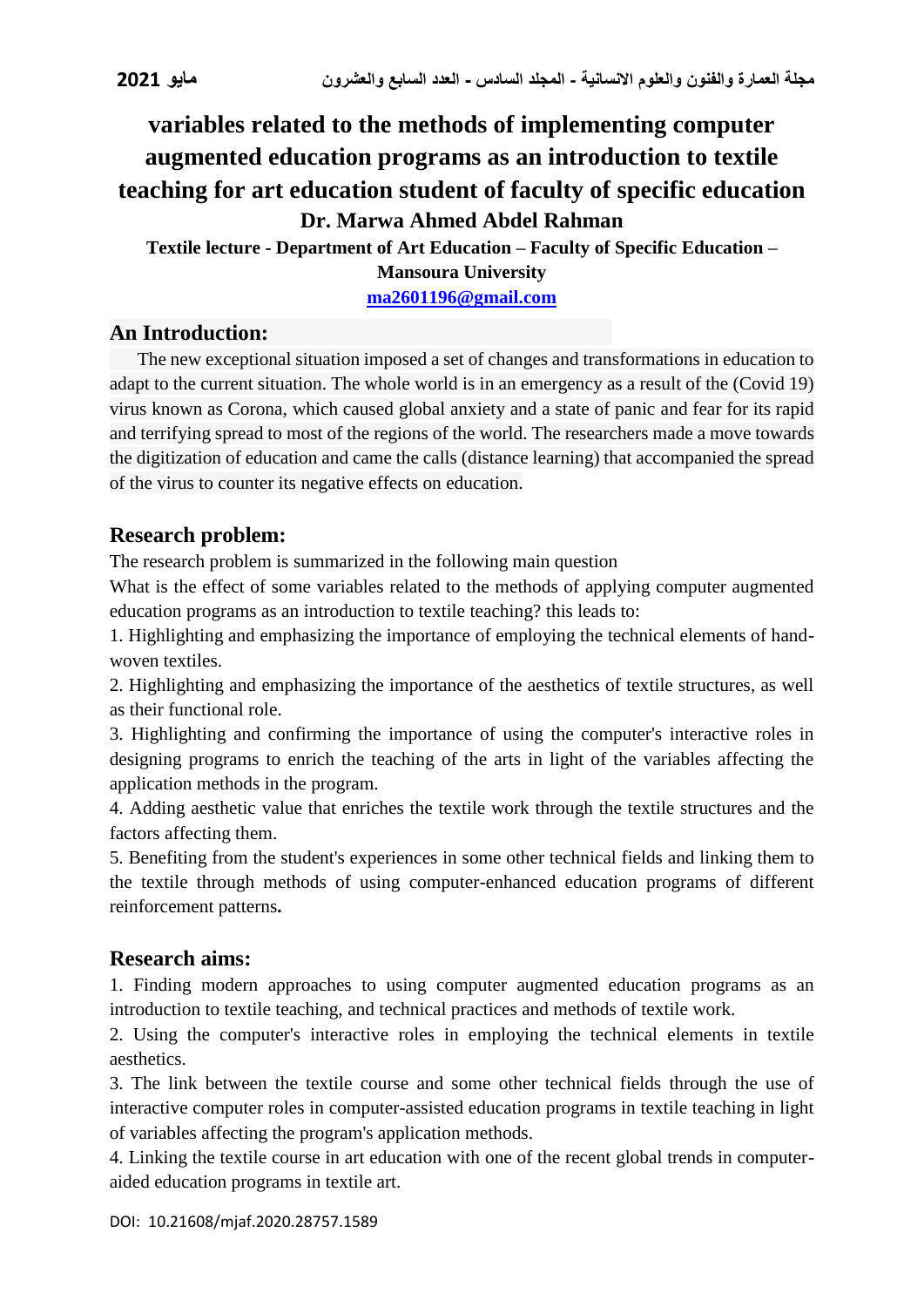# variables related to the methods of implementing computer augmented education programs as an introduction to textile teaching for art education student of faculty of specific education

**Dr. Marwa Ahmed Abdel Rahman**

**Textile lecture - Department of Art Education – Faculty of Specific Education – Mansoura University**

**ma2601196@gmail.com**

## An Introduction:

The new exceptional situation imposed a set of changes and transformations in education to adapt to the current situation. The whole world is in an emergency as a result of the (Covid 19) virus known as Corona, which caused global anxiety and a state of panic and fear for its rapid and terrifying spread to most of the regions of the world. The researchers made a move towards the digitization of education and came the calls (distance learning) that accompanied the spread of the virus to counter its negative effects on education.

## Research problem:

The research problem is summarized in the following main question

What is the effect of some variables related to the methods of applying computer augmented education programs as an introduction to textile teaching? this leads to:

1. Highlighting and emphasizing the importance of employing the technical elements of hand-woven textiles.
2. Highlighting and emphasizing the importance of the aesthetics of textile structures, as well as their functional role.
3. Highlighting and confirming the importance of using the computer's interactive roles in designing programs to enrich the teaching of the arts in light of the variables affecting the application methods in the program.
4. Adding aesthetic value that enriches the textile work through the textile structures and the factors affecting them.
5. Benefiting from the student's experiences in some other technical fields and linking them to the textile through methods of using computer-enhanced education programs of different reinforcement patterns**.**

## Research aims:

1. Finding modern approaches to using computer augmented education programs as an introduction to textile teaching, and technical practices and methods of textile work.
2. Using the computer's interactive roles in employing the technical elements in textile aesthetics.
3. The link between the textile course and some other technical fields through the use of interactive computer roles in computer-assisted education programs in textile teaching in light of variables affecting the program's application methods.
4. Linking the textile course in art education with one of the recent global trends in computer-aided education programs in textile art.

DOI: 10.21608/mjaf.2020.28757.1589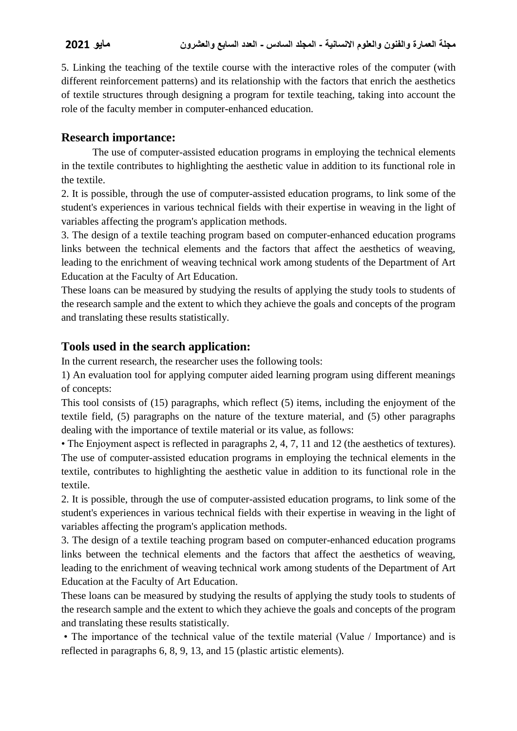5. Linking the teaching of the textile course with the interactive roles of the computer (with different reinforcement patterns) and its relationship with the factors that enrich the aesthetics of textile structures through designing a program for textile teaching, taking into account the role of the faculty member in computer-enhanced education.

## Research importance:

The use of computer-assisted education programs in employing the technical elements in the textile contributes to highlighting the aesthetic value in addition to its functional role in the textile.

2. It is possible, through the use of computer-assisted education programs, to link some of the student's experiences in various technical fields with their expertise in weaving in the light of variables affecting the program's application methods.

3. The design of a textile teaching program based on computer-enhanced education programs links between the technical elements and the factors that affect the aesthetics of weaving, leading to the enrichment of weaving technical work among students of the Department of Art Education at the Faculty of Art Education.

These loans can be measured by studying the results of applying the study tools to students of the research sample and the extent to which they achieve the goals and concepts of the program and translating these results statistically.

## Tools used in the search application:

In the current research, the researcher uses the following tools:

1) An evaluation tool for applying computer aided learning program using different meanings of concepts:

This tool consists of (15) paragraphs, which reflect (5) items, including the enjoyment of the textile field, (5) paragraphs on the nature of the texture material, and (5) other paragraphs dealing with the importance of textile material or its value, as follows:

• The Enjoyment aspect is reflected in paragraphs 2, 4, 7, 11 and 12 (the aesthetics of textures). The use of computer-assisted education programs in employing the technical elements in the textile, contributes to highlighting the aesthetic value in addition to its functional role in the textile.

2. It is possible, through the use of computer-assisted education programs, to link some of the student's experiences in various technical fields with their expertise in weaving in the light of variables affecting the program's application methods.

3. The design of a textile teaching program based on computer-enhanced education programs links between the technical elements and the factors that affect the aesthetics of weaving, leading to the enrichment of weaving technical work among students of the Department of Art Education at the Faculty of Art Education.

These loans can be measured by studying the results of applying the study tools to students of the research sample and the extent to which they achieve the goals and concepts of the program and translating these results statistically.

• The importance of the technical value of the textile material (Value / Importance) and is reflected in paragraphs 6, 8, 9, 13, and 15 (plastic artistic elements).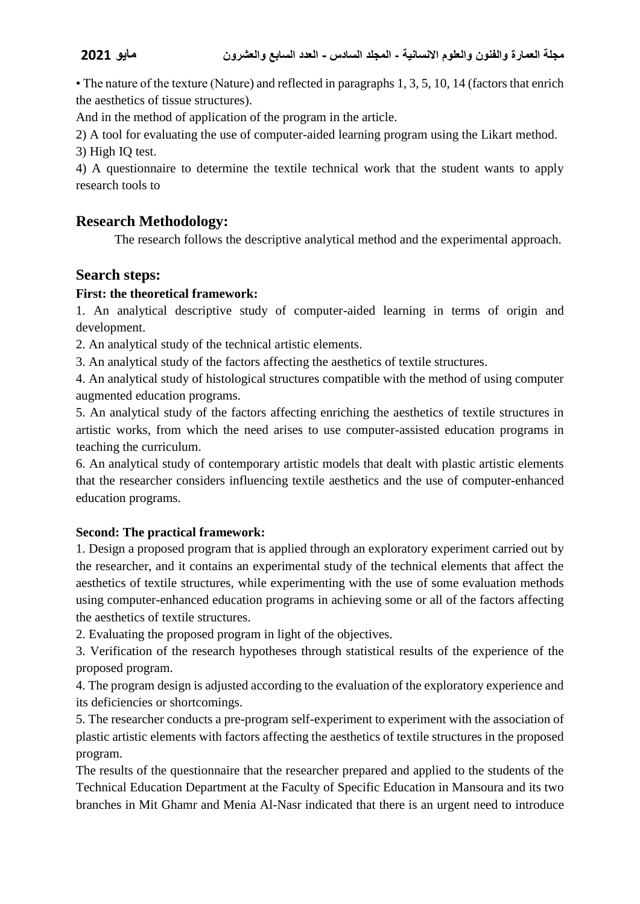• The nature of the texture (Nature) and reflected in paragraphs 1, 3, 5, 10, 14 (factors that enrich the aesthetics of tissue structures).

And in the method of application of the program in the article.

2) A tool for evaluating the use of computer-aided learning program using the Likart method.

3) High IQ test.

4) A questionnaire to determine the textile technical work that the student wants to apply research tools to

## Research Methodology:

The research follows the descriptive analytical method and the experimental approach.

## Search steps:

**First: the theoretical framework:**

1. An analytical descriptive study of computer-aided learning in terms of origin and development.
2. An analytical study of the technical artistic elements.
3. An analytical study of the factors affecting the aesthetics of textile structures.
4. An analytical study of histological structures compatible with the method of using computer augmented education programs.
5. An analytical study of the factors affecting enriching the aesthetics of textile structures in artistic works, from which the need arises to use computer-assisted education programs in teaching the curriculum.
6. An analytical study of contemporary artistic models that dealt with plastic artistic elements that the researcher considers influencing textile aesthetics and the use of computer-enhanced education programs.

**Second: The practical framework:**

1. Design a proposed program that is applied through an exploratory experiment carried out by the researcher, and it contains an experimental study of the technical elements that affect the aesthetics of textile structures, while experimenting with the use of some evaluation methods using computer-enhanced education programs in achieving some or all of the factors affecting the aesthetics of textile structures.
2. Evaluating the proposed program in light of the objectives.
3. Verification of the research hypotheses through statistical results of the experience of the proposed program.
4. The program design is adjusted according to the evaluation of the exploratory experience and its deficiencies or shortcomings.
5. The researcher conducts a pre-program self-experiment to experiment with the association of plastic artistic elements with factors affecting the aesthetics of textile structures in the proposed program.

The results of the questionnaire that the researcher prepared and applied to the students of the Technical Education Department at the Faculty of Specific Education in Mansoura and its two branches in Mit Ghamr and Menia Al-Nasr indicated that there is an urgent need to introduce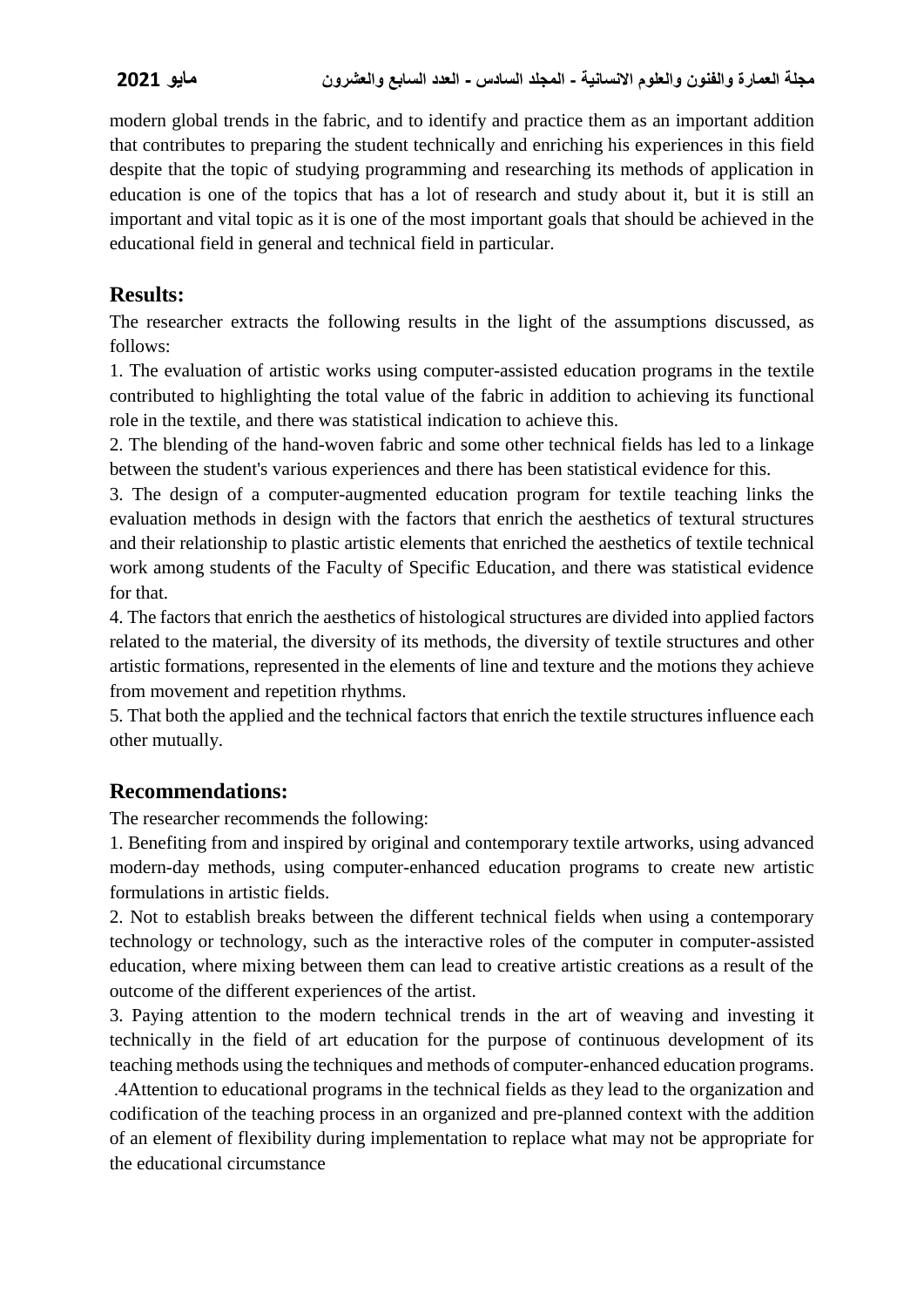modern global trends in the fabric, and to identify and practice them as an important addition that contributes to preparing the student technically and enriching his experiences in this field despite that the topic of studying programming and researching its methods of application in education is one of the topics that has a lot of research and study about it, but it is still an important and vital topic as it is one of the most important goals that should be achieved in the educational field in general and technical field in particular.

## Results:

The researcher extracts the following results in the light of the assumptions discussed, as follows:

1. The evaluation of artistic works using computer-assisted education programs in the textile contributed to highlighting the total value of the fabric in addition to achieving its functional role in the textile, and there was statistical indication to achieve this.
2. The blending of the hand-woven fabric and some other technical fields has led to a linkage between the student's various experiences and there has been statistical evidence for this.
3. The design of a computer-augmented education program for textile teaching links the evaluation methods in design with the factors that enrich the aesthetics of textural structures and their relationship to plastic artistic elements that enriched the aesthetics of textile technical work among students of the Faculty of Specific Education, and there was statistical evidence for that.
4. The factors that enrich the aesthetics of histological structures are divided into applied factors related to the material, the diversity of its methods, the diversity of textile structures and other artistic formations, represented in the elements of line and texture and the motions they achieve from movement and repetition rhythms.
5. That both the applied and the technical factors that enrich the textile structures influence each other mutually.

## Recommendations:

The researcher recommends the following:

1. Benefiting from and inspired by original and contemporary textile artworks, using advanced modern-day methods, using computer-enhanced education programs to create new artistic formulations in artistic fields.
2. Not to establish breaks between the different technical fields when using a contemporary technology or technology, such as the interactive roles of the computer in computer-assisted education, where mixing between them can lead to creative artistic creations as a result of the outcome of the different experiences of the artist.
3. Paying attention to the modern technical trends in the art of weaving and investing it technically in the field of art education for the purpose of continuous development of its teaching methods using the techniques and methods of computer-enhanced education programs.
4. Attention to educational programs in the technical fields as they lead to the organization and codification of the teaching process in an organized and pre-planned context with the addition of an element of flexibility during implementation to replace what may not be appropriate for the educational circumstance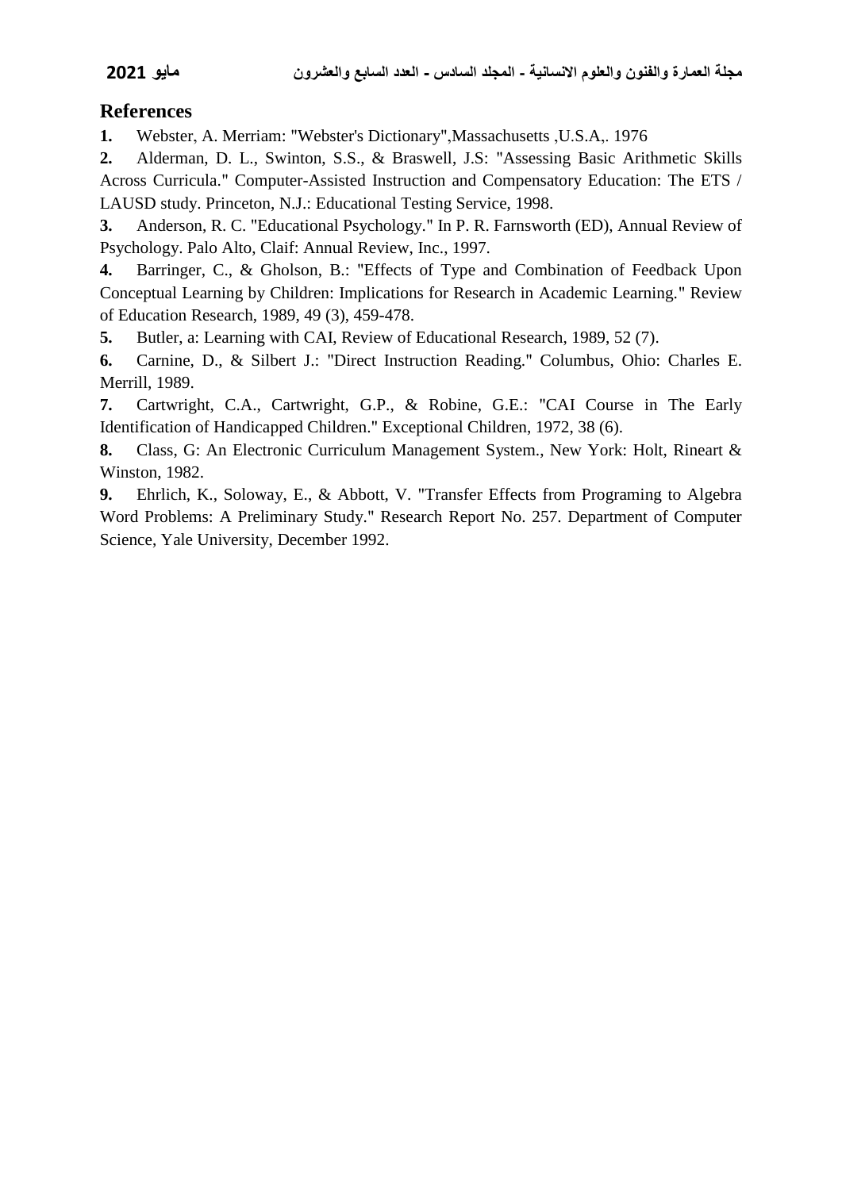## References

1. Webster, A. Merriam: "Webster's Dictionary",Massachusetts ,U.S.A,. 1976
2. Alderman, D. L., Swinton, S.S., & Braswell, J.S: "Assessing Basic Arithmetic Skills Across Curricula." Computer-Assisted Instruction and Compensatory Education: The ETS / LAUSD study. Princeton, N.J.: Educational Testing Service, 1998.
3. Anderson, R. C. "Educational Psychology." In P. R. Farnsworth (ED), Annual Review of Psychology. Palo Alto, Claif: Annual Review, Inc., 1997.
4. Barringer, C., & Gholson, B.: "Effects of Type and Combination of Feedback Upon Conceptual Learning by Children: Implications for Research in Academic Learning." Review of Education Research, 1989, 49 (3), 459-478.
5. Butler, a: Learning with CAI, Review of Educational Research, 1989, 52 (7).
6. Carnine, D., & Silbert J.: "Direct Instruction Reading." Columbus, Ohio: Charles E. Merrill, 1989.
7. Cartwright, C.A., Cartwright, G.P., & Robine, G.E.: "CAI Course in The Early Identification of Handicapped Children." Exceptional Children, 1972, 38 (6).
8. Class, G: An Electronic Curriculum Management System., New York: Holt, Rineart & Winston, 1982.
9. Ehrlich, K., Soloway, E., & Abbott, V. "Transfer Effects from Programing to Algebra Word Problems: A Preliminary Study." Research Report No. 257. Department of Computer Science, Yale University, December 1992.